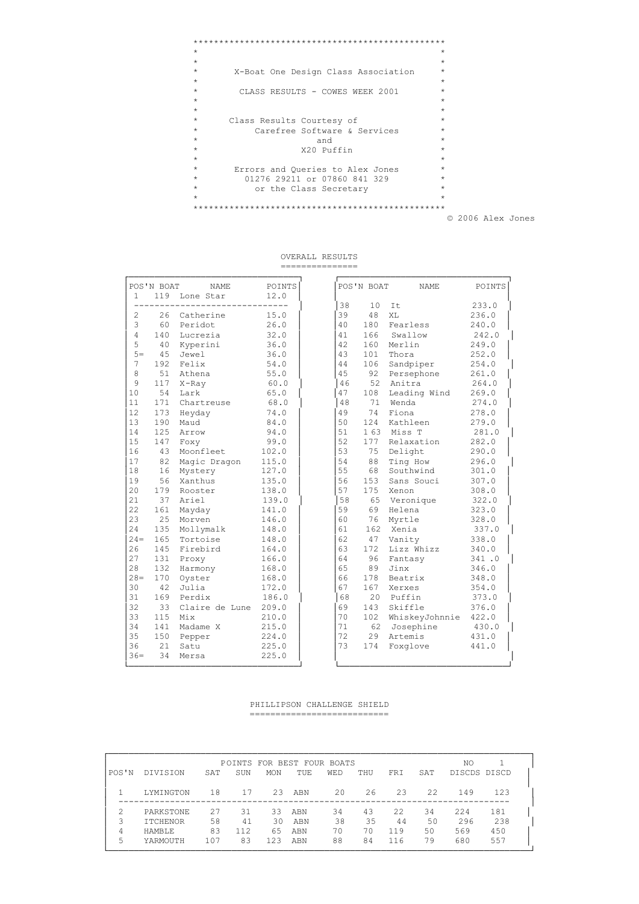# X-Boat One Design Class Association

## CLASS RESULTS - COWES WEEK 2001

Class Results Courtesy of
Carefree Software & Services
and
X20 Puffin

Errors and Queries to Alex Jones
01276 29211 or 07860 841 329
or the Class Secretary

© 2006 Alex Jones

## OVERALL RESULTS

| POS'N | BOAT | NAME | POINTS |
|---|---|---|---|
| 1 | 119 | Lone Star | 12.0 |
| 2 | 26 | Catherine | 15.0 |
| 3 | 60 | Peridot | 26.0 |
| 4 | 140 | Lucrezia | 32.0 |
| 5 | 40 | Kyperini | 36.0 |
| 5= | 45 | Jewel | 36.0 |
| 7 | 192 | Felix | 54.0 |
| 8 | 51 | Athena | 55.0 |
| 9 | 117 | X-Ray | 60.0 |
| 10 | 54 | Lark | 65.0 |
| 11 | 171 | Chartreuse | 68.0 |
| 12 | 173 | Heyday | 74.0 |
| 13 | 190 | Maud | 84.0 |
| 14 | 125 | Arrow | 94.0 |
| 15 | 147 | Foxy | 99.0 |
| 16 | 43 | Moonfleet | 102.0 |
| 17 | 82 | Magic Dragon | 115.0 |
| 18 | 16 | Mystery | 127.0 |
| 19 | 56 | Xanthus | 135.0 |
| 20 | 179 | Rooster | 138.0 |
| 21 | 37 | Ariel | 139.0 |
| 22 | 161 | Mayday | 141.0 |
| 23 | 25 | Morven | 146.0 |
| 24 | 135 | Mollymalk | 148.0 |
| 24= | 165 | Tortoise | 148.0 |
| 26 | 145 | Firebird | 164.0 |
| 27 | 131 | Proxy | 166.0 |
| 28 | 132 | Harmony | 168.0 |
| 28= | 170 | Oyster | 168.0 |
| 30 | 42 | Julia | 172.0 |
| 31 | 169 | Perdix | 186.0 |
| 32 | 33 | Claire de Lune | 209.0 |
| 33 | 115 | Mix | 210.0 |
| 34 | 141 | Madame X | 215.0 |
| 35 | 150 | Pepper | 224.0 |
| 36 | 21 | Satu | 225.0 |
| 36= | 34 | Mersa | 225.0 |
| 38 | 10 | It | 233.0 |
| 39 | 48 | XL | 236.0 |
| 40 | 180 | Fearless | 240.0 |
| 41 | 166 | Swallow | 242.0 |
| 42 | 160 | Merlin | 249.0 |
| 43 | 101 | Thora | 252.0 |
| 44 | 106 | Sandpiper | 254.0 |
| 45 | 92 | Persephone | 261.0 |
| 46 | 52 | Anitra | 264.0 |
| 47 | 108 | Leading Wind | 269.0 |
| 48 | 71 | Wenda | 274.0 |
| 49 | 74 | Fiona | 278.0 |
| 50 | 124 | Kathleen | 279.0 |
| 51 | 1 63 | Miss T | 281.0 |
| 52 | 177 | Relaxation | 282.0 |
| 53 | 75 | Delight | 290.0 |
| 54 | 88 | Ting How | 296.0 |
| 55 | 68 | Southwind | 301.0 |
| 56 | 153 | Sans Souci | 307.0 |
| 57 | 175 | Xenon | 308.0 |
| 58 | 65 | Veronique | 322.0 |
| 59 | 69 | Helena | 323.0 |
| 60 | 76 | Myrtle | 328.0 |
| 61 | 162 | Xenia | 337.0 |
| 62 | 47 | Vanity | 338.0 |
| 63 | 172 | Lizz Whizz | 340.0 |
| 64 | 96 | Fantasy | 341 .0 |
| 65 | 89 | Jinx | 346.0 |
| 66 | 178 | Beatrix | 348.0 |
| 67 | 167 | Xerxes | 354.0 |
| 68 | 20 | Puffin | 373.0 |
| 69 | 143 | Skiffle | 376.0 |
| 70 | 102 | WhiskeyJohnnie | 422.0 |
| 71 | 62 | Josephine | 430.0 |
| 72 | 29 | Artemis | 431.0 |
| 73 | 174 | Foxglove | 441.0 |

## PHILLIPSON CHALLENGE SHIELD

| POS'N | DIVISION | SAT | SUN | MON | TUE | WED | THU | FRI | SAT | NO DISCDS | 1 DISCD |
|---|---|---|---|---|---|---|---|---|---|---|---|
| | | POINTS FOR BEST FOUR BOATS | | | | | | | | | |
| 1 | LYMINGTON | 18 | 17 | 23 | ABN | 20 | 26 | 23 | 22 | 149 | 123 |
| 2 | PARKSTONE | 27 | 31 | 33 | ABN | 34 | 43 | 22 | 34 | 224 | 181 |
| 3 | ITCHENOR | 58 | 41 | 30 | ABN | 38 | 35 | 44 | 50 | 296 | 238 |
| 4 | HAMBLE | 83 | 112 | 65 | ABN | 70 | 70 | 119 | 50 | 569 | 450 |
| 5 | YARMOUTH | 107 | 83 | 123 | ABN | 88 | 84 | 116 | 79 | 680 | 557 |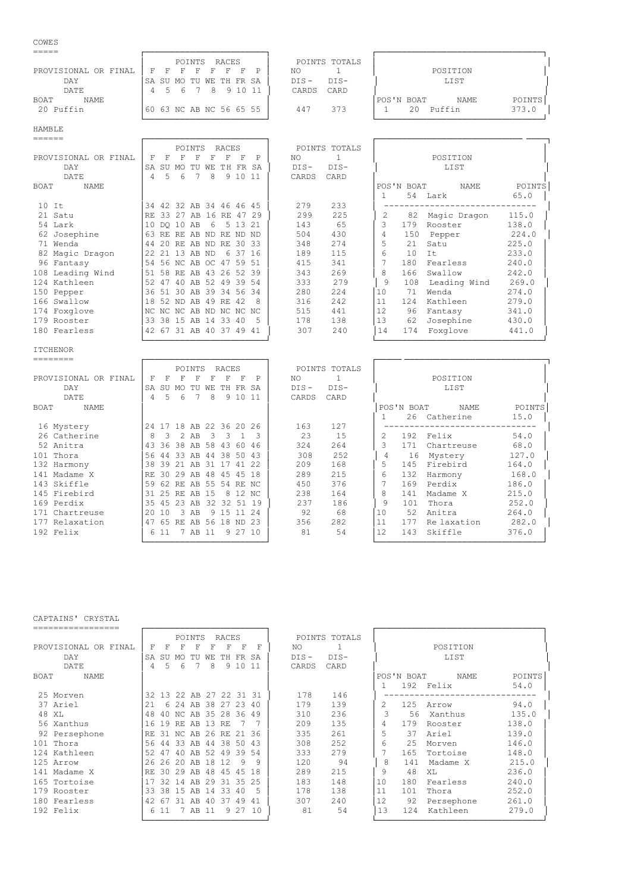## COWES

| BOAT | NAME | SA 4 (F) | SU 5 (F) | MO 6 (F) | TU 7 (F) | WE 8 (F) | TH 9 (F) | FR 10 (F) | SA 11 (P) | POINTS TOTALS NO DIS-CARDS | POINTS TOTALS 1 DIS-CARD |
|---|---|---|---|---|---|---|---|---|---|---|---|
| 20 | Puffin | 60 | 63 | NC | AB | NC | 56 | 65 | 55 | 447 | 373 |

POSITION LIST

| POS'N | BOAT | NAME | POINTS |
|---|---|---|---|
| 1 | 20 | Puffin | 373.0 |

## HAMBLE

| BOAT | NAME | SA 4 (F) | SU 5 (F) | MO 6 (F) | TU 7 (F) | WE 8 (F) | TH 9 (F) | FR 10 (F) | SA 11 (P) | POINTS TOTALS NO DIS-CARDS | POINTS TOTALS 1 DIS-CARD |
|---|---|---|---|---|---|---|---|---|---|---|---|
| 10 | It | 34 | 42 | 32 | AB | 34 | 46 | 46 | 45 | 279 | 233 |
| 21 | Satu | RE | 33 | 27 | AB | 16 | RE | 47 | 29 | 299 | 225 |
| 54 | Lark | 10 | DQ | 10 | AB | 6 | 5 | 13 | 21 | 143 | 65 |
| 62 | Josephine | 63 | RE | RE | AB | ND | RE | ND | ND | 504 | 430 |
| 71 | Wenda | 44 | 20 | RE | AB | ND | RE | 30 | 33 | 348 | 274 |
| 82 | Magic Dragon | 22 | 21 | 13 | AB | ND | 6 | 37 | 16 | 189 | 115 |
| 96 | Fantasy | 54 | 56 | NC | AB | OC | 47 | 59 | 51 | 415 | 341 |
| 108 | Leading Wind | 51 | 58 | RE | AB | 43 | 26 | 52 | 39 | 343 | 269 |
| 124 | Kathleen | 52 | 47 | 40 | AB | 52 | 49 | 39 | 54 | 333 | 279 |
| 150 | Pepper | 36 | 51 | 30 | AB | 39 | 34 | 56 | 34 | 280 | 224 |
| 166 | Swallow | 18 | 52 | ND | AB | 49 | RE | 42 | 8 | 316 | 242 |
| 174 | Foxglove | NC | NC | NC | AB | ND | NC | NC | NC | 515 | 441 |
| 179 | Rooster | 33 | 38 | 15 | AB | 14 | 33 | 40 | 5 | 178 | 138 |
| 180 | Fearless | 42 | 67 | 31 | AB | 40 | 37 | 49 | 41 | 307 | 240 |

POSITION LIST

| POS'N | BOAT | NAME | POINTS |
|---|---|---|---|
| 1 | 54 | Lark | 65.0 |
| 2 | 82 | Magic Dragon | 115.0 |
| 3 | 179 | Rooster | 138.0 |
| 4 | 150 | Pepper | 224.0 |
| 5 | 21 | Satu | 225.0 |
| 6 | 10 | It | 233.0 |
| 7 | 180 | Fearless | 240.0 |
| 8 | 166 | Swallow | 242.0 |
| 9 | 108 | Leading Wind | 269.0 |
| 10 | 71 | Wenda | 274.0 |
| 11 | 124 | Kathleen | 279.0 |
| 12 | 96 | Fantasy | 341.0 |
| 13 | 62 | Josephine | 430.0 |
| 14 | 174 | Foxglove | 441.0 |

## ITCHENOR

| BOAT | NAME | SA 4 (F) | SU 5 (F) | MO 6 (F) | TU 7 (F) | WE 8 (F) | TH 9 (F) | FR 10 (F) | SA 11 (P) | POINTS TOTALS NO DIS-CARDS | POINTS TOTALS 1 DIS-CARD |
|---|---|---|---|---|---|---|---|---|---|---|---|
| 16 | Mystery | 24 | 17 | 18 | AB | 22 | 36 | 20 | 26 | 163 | 127 |
| 26 | Catherine | 8 | 3 | 2 | AB | 3 | 3 | 1 | 3 | 23 | 15 |
| 52 | Anitra | 43 | 36 | 38 | AB | 58 | 43 | 60 | 46 | 324 | 264 |
| 101 | Thora | 56 | 44 | 33 | AB | 44 | 38 | 50 | 43 | 308 | 252 |
| 132 | Harmony | 38 | 39 | 21 | AB | 31 | 17 | 41 | 22 | 209 | 168 |
| 141 | Madame X | RE | 30 | 29 | AB | 48 | 45 | 45 | 18 | 289 | 215 |
| 143 | Skiffle | 59 | 62 | RE | AB | 55 | 54 | RE | NC | 450 | 376 |
| 145 | Firebird | 31 | 25 | RE | AB | 15 | 8 | 12 | NC | 238 | 164 |
| 169 | Perdix | 35 | 45 | 23 | AB | 32 | 32 | 51 | 19 | 237 | 186 |
| 171 | Chartreuse | 20 | 10 | 3 | AB | 9 | 15 | 11 | 24 | 92 | 68 |
| 177 | Relaxation | 47 | 65 | RE | AB | 56 | 18 | ND | 23 | 356 | 282 |
| 192 | Felix | 6 | 11 | 7 | AB | 11 | 9 | 27 | 10 | 81 | 54 |

POSITION LIST

| POS'N | BOAT | NAME | POINTS |
|---|---|---|---|
| 1 | 26 | Catherine | 15.0 |
| 2 | 192 | Felix | 54.0 |
| 3 | 171 | Chartreuse | 68.0 |
| 4 | 16 | Mystery | 127.0 |
| 5 | 145 | Firebird | 164.0 |
| 6 | 132 | Harmony | 168.0 |
| 7 | 169 | Perdix | 186.0 |
| 8 | 141 | Madame X | 215.0 |
| 9 | 101 | Thora | 252.0 |
| 10 | 52 | Anitra | 264.0 |
| 11 | 177 | Re laxation | 282.0 |
| 12 | 143 | Skiffle | 376.0 |

## CAPTAINS' CRYSTAL

| BOAT | NAME | SA 4 (F) | SU 5 (F) | MO 6 (F) | TU 7 (F) | WE 8 (F) | TH 9 (F) | FR 10 (F) | SA 11 (F) | POINTS TOTALS NO DIS-CARDS | POINTS TOTALS 1 DIS-CARD |
|---|---|---|---|---|---|---|---|---|---|---|---|
| 25 | Morven | 32 | 13 | 22 | AB | 27 | 22 | 31 | 31 | 178 | 146 |
| 37 | Ariel | 21 | 6 | 24 | AB | 38 | 27 | 23 | 40 | 179 | 139 |
| 48 | XL | 48 | 40 | NC | AB | 35 | 28 | 36 | 49 | 310 | 236 |
| 56 | Xanthus | 16 | 19 | RE | AB | 13 | RE | 7 | 7 | 209 | 135 |
| 92 | Persephone | RE | 31 | NC | AB | 26 | RE | 21 | 36 | 335 | 261 |
| 101 | Thora | 56 | 44 | 33 | AB | 44 | 38 | 50 | 43 | 308 | 252 |
| 124 | Kathleen | 52 | 47 | 40 | AB | 52 | 49 | 39 | 54 | 333 | 279 |
| 125 | Arrow | 26 | 26 | 20 | AB | 18 | 12 | 9 | 9 | 120 | 94 |
| 141 | Madame X | RE | 30 | 29 | AB | 48 | 45 | 45 | 18 | 289 | 215 |
| 165 | Tortoise | 17 | 32 | 14 | AB | 29 | 31 | 35 | 25 | 183 | 148 |
| 179 | Rooster | 33 | 38 | 15 | AB | 14 | 33 | 40 | 5 | 178 | 138 |
| 180 | Fearless | 42 | 67 | 31 | AB | 40 | 37 | 49 | 41 | 307 | 240 |
| 192 | Felix | 6 | 11 | 7 | AB | 11 | 9 | 27 | 10 | 81 | 54 |

POSITION LIST

| POS'N | BOAT | NAME | POINTS |
|---|---|---|---|
| 1 | 192 | Felix | 54.0 |
| 2 | 125 | Arrow | 94.0 |
| 3 | 56 | Xanthus | 135.0 |
| 4 | 179 | Rooster | 138.0 |
| 5 | 37 | Ariel | 139.0 |
| 6 | 25 | Morven | 146.0 |
| 7 | 165 | Tortoise | 148.0 |
| 8 | 141 | Madame X | 215.0 |
| 9 | 48 | XL | 236.0 |
| 10 | 180 | Fearless | 240.0 |
| 11 | 101 | Thora | 252.0 |
| 12 | 92 | Persephone | 261.0 |
| 13 | 124 | Kathleen | 279.0 |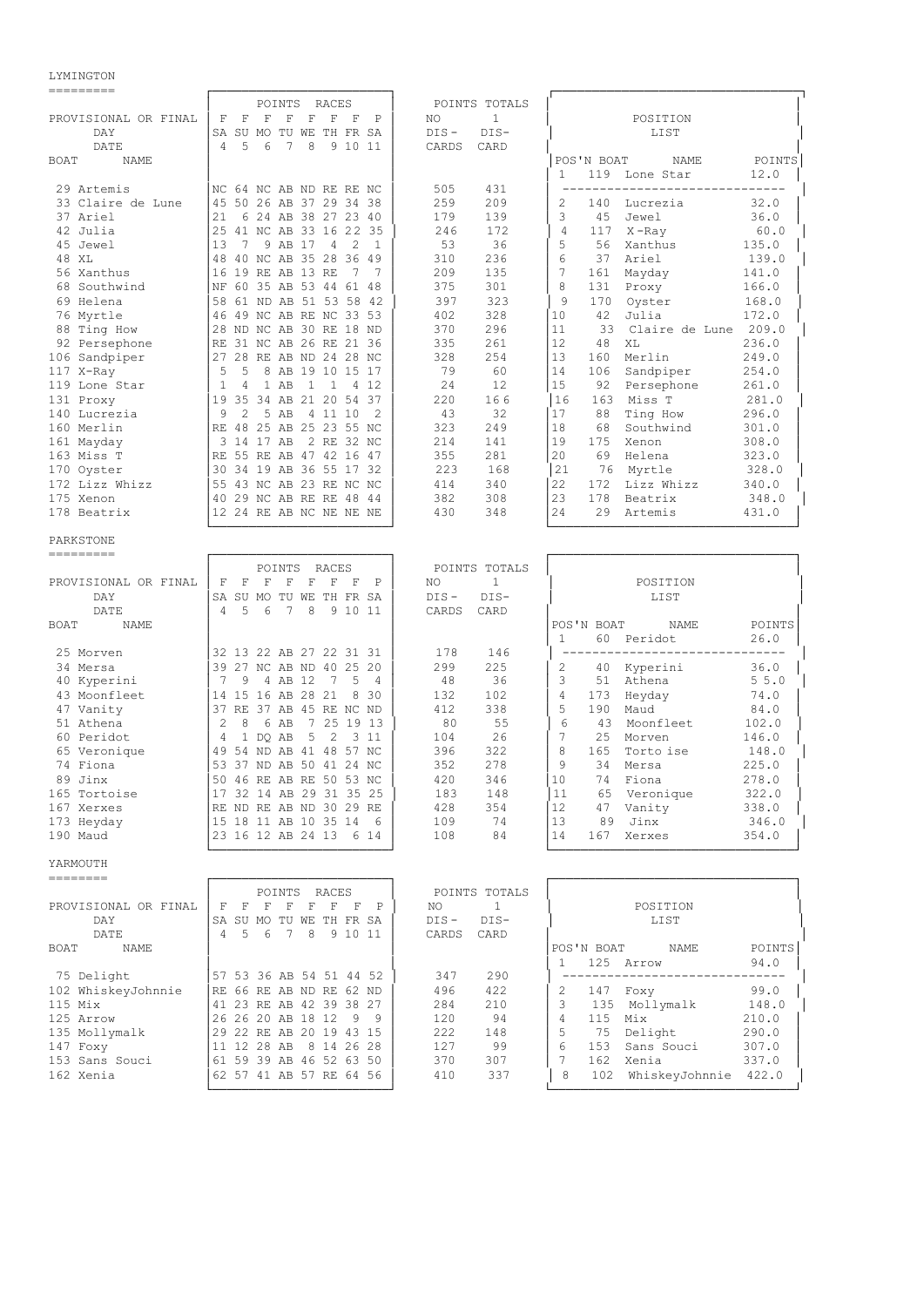## LYMINGTON

| BOAT | NAME | SA 4 (F) | SU 5 (F) | MO 6 (F) | TU 7 (F) | WE 8 (F) | TH 9 (F) | FR 10 (F) | SA 11 (P) | POINTS TOTALS NO DIS-CARDS | POINTS TOTALS 1 DIS-CARD |
|---|---|---|---|---|---|---|---|---|---|---|---|
| 29 | Artemis | NC | 64 | NC | AB | ND | RE | RE | NC | 505 | 431 |
| 33 | Claire de Lune | 45 | 50 | 26 | AB | 37 | 29 | 34 | 38 | 259 | 209 |
| 37 | Ariel | 21 | 6 | 24 | AB | 38 | 27 | 23 | 40 | 179 | 139 |
| 42 | Julia | 25 | 41 | NC | AB | 33 | 16 | 22 | 35 | 246 | 172 |
| 45 | Jewel | 13 | 7 | 9 | AB | 17 | 4 | 2 | 1 | 53 | 36 |
| 48 | XL | 48 | 40 | NC | AB | 35 | 28 | 36 | 49 | 310 | 236 |
| 56 | Xanthus | 16 | 19 | RE | AB | 13 | RE | 7 | 7 | 209 | 135 |
| 68 | Southwind | NF | 60 | 35 | AB | 53 | 44 | 61 | 48 | 375 | 301 |
| 69 | Helena | 58 | 61 | ND | AB | 51 | 53 | 58 | 42 | 397 | 323 |
| 76 | Myrtle | 46 | 49 | NC | AB | RE | NC | 33 | 53 | 402 | 328 |
| 88 | Ting How | 28 | ND | NC | AB | 30 | RE | 18 | ND | 370 | 296 |
| 92 | Persephone | RE | 31 | NC | AB | 26 | RE | 21 | 36 | 335 | 261 |
| 106 | Sandpiper | 27 | 28 | RE | AB | ND | 24 | 28 | NC | 328 | 254 |
| 117 | X-Ray | 5 | 5 | 8 | AB | 19 | 10 | 15 | 17 | 79 | 60 |
| 119 | Lone Star | 1 | 4 | 1 | AB | 1 | 1 | 4 | 12 | 24 | 12 |
| 131 | Proxy | 19 | 35 | 34 | AB | 21 | 20 | 54 | 37 | 220 | 166 |
| 140 | Lucrezia | 9 | 2 | 5 | AB | 4 | 11 | 10 | 2 | 43 | 32 |
| 160 | Merlin | RE | 48 | 25 | AB | 25 | 23 | 55 | NC | 323 | 249 |
| 161 | Mayday | 3 | 14 | 17 | AB | 2 | RE | 32 | NC | 214 | 141 |
| 163 | Miss T | RE | 55 | RE | AB | 47 | 42 | 16 | 47 | 355 | 281 |
| 170 | Oyster | 30 | 34 | 19 | AB | 36 | 55 | 17 | 32 | 223 | 168 |
| 172 | Lizz Whizz | 55 | 43 | NC | AB | 23 | RE | NC | NC | 414 | 340 |
| 175 | Xenon | 40 | 29 | NC | AB | RE | RE | 48 | 44 | 382 | 308 |
| 178 | Beatrix | 12 | 24 | RE | AB | NC | NE | NE | NE | 430 | 348 |

| POS'N | BOAT | NAME | POINTS |
|---|---|---|---|
| 1 | 119 | Lone Star | 12.0 |
| 2 | 140 | Lucrezia | 32.0 |
| 3 | 45 | Jewel | 36.0 |
| 4 | 117 | X-Ray | 60.0 |
| 5 | 56 | Xanthus | 135.0 |
| 6 | 37 | Ariel | 139.0 |
| 7 | 161 | Mayday | 141.0 |
| 8 | 131 | Proxy | 166.0 |
| 9 | 170 | Oyster | 168.0 |
| 10 | 42 | Julia | 172.0 |
| 11 | 33 | Claire de Lune | 209.0 |
| 12 | 48 | XL | 236.0 |
| 13 | 160 | Merlin | 249.0 |
| 14 | 106 | Sandpiper | 254.0 |
| 15 | 92 | Persephone | 261.0 |
| 16 | 163 | Miss T | 281.0 |
| 17 | 88 | Ting How | 296.0 |
| 18 | 68 | Southwind | 301.0 |
| 19 | 175 | Xenon | 308.0 |
| 20 | 69 | Helena | 323.0 |
| 21 | 76 | Myrtle | 328.0 |
| 22 | 172 | Lizz Whizz | 340.0 |
| 23 | 178 | Beatrix | 348.0 |
| 24 | 29 | Artemis | 431.0 |

## PARKSTONE

| BOAT | NAME | SA 4 (F) | SU 5 (F) | MO 6 (F) | TU 7 (F) | WE 8 (F) | TH 9 (F) | FR 10 (F) | SA 11 (P) | POINTS TOTALS NO DIS-CARDS | POINTS TOTALS 1 DIS-CARD |
|---|---|---|---|---|---|---|---|---|---|---|---|
| 25 | Morven | 32 | 13 | 22 | AB | 27 | 22 | 31 | 31 | 178 | 146 |
| 34 | Mersa | 39 | 27 | NC | AB | ND | 40 | 25 | 20 | 299 | 225 |
| 40 | Kyperini | 7 | 9 | 4 | AB | 12 | 7 | 5 | 4 | 48 | 36 |
| 43 | Moonfleet | 14 | 15 | 16 | AB | 28 | 21 | 8 | 30 | 132 | 102 |
| 47 | Vanity | 37 | RE | 37 | AB | 45 | RE | NC | ND | 412 | 338 |
| 51 | Athena | 2 | 8 | 6 | AB | 7 | 25 | 19 | 13 | 80 | 55 |
| 60 | Peridot | 4 | 1 | DQ | AB | 5 | 2 | 3 | 11 | 104 | 26 |
| 65 | Veronique | 49 | 54 | ND | AB | 41 | 48 | 57 | NC | 396 | 322 |
| 74 | Fiona | 53 | 37 | ND | AB | 50 | 41 | 24 | NC | 352 | 278 |
| 89 | Jinx | 50 | 46 | RE | AB | RE | 50 | 53 | NC | 420 | 346 |
| 165 | Tortoise | 17 | 32 | 14 | AB | 29 | 31 | 35 | 25 | 183 | 148 |
| 167 | Xerxes | RE | ND | RE | AB | ND | 30 | 29 | RE | 428 | 354 |
| 173 | Heyday | 15 | 18 | 11 | AB | 10 | 35 | 14 | 6 | 109 | 74 |
| 190 | Maud | 23 | 16 | 12 | AB | 24 | 13 | 6 | 14 | 108 | 84 |

| POS'N | BOAT | NAME | POINTS |
|---|---|---|---|
| 1 | 60 | Peridot | 26.0 |
| 2 | 40 | Kyperini | 36.0 |
| 3 | 51 | Athena | 55.0 |
| 4 | 173 | Heyday | 74.0 |
| 5 | 190 | Maud | 84.0 |
| 6 | 43 | Moonfleet | 102.0 |
| 7 | 25 | Morven | 146.0 |
| 8 | 165 | Tortoise | 148.0 |
| 9 | 34 | Mersa | 225.0 |
| 10 | 74 | Fiona | 278.0 |
| 11 | 65 | Veronique | 322.0 |
| 12 | 47 | Vanity | 338.0 |
| 13 | 89 | Jinx | 346.0 |
| 14 | 167 | Xerxes | 354.0 |

## YARMOUTH

| BOAT | NAME | SA 4 (F) | SU 5 (F) | MO 6 (F) | TU 7 (F) | WE 8 (F) | TH 9 (F) | FR 10 (F) | SA 11 (P) | POINTS TOTALS NO DIS-CARDS | POINTS TOTALS 1 DIS-CARD |
|---|---|---|---|---|---|---|---|---|---|---|---|
| 75 | Delight | 57 | 53 | 36 | AB | 54 | 51 | 44 | 52 | 347 | 290 |
| 102 | WhiskeyJohnnie | RE | 66 | RE | AB | ND | RE | 62 | ND | 496 | 422 |
| 115 | Mix | 41 | 23 | RE | AB | 42 | 39 | 38 | 27 | 284 | 210 |
| 125 | Arrow | 26 | 26 | 20 | AB | 18 | 12 | 9 | 9 | 120 | 94 |
| 135 | Mollymalk | 29 | 22 | RE | AB | 20 | 19 | 43 | 15 | 222 | 148 |
| 147 | Foxy | 11 | 12 | 28 | AB | 8 | 14 | 26 | 28 | 127 | 99 |
| 153 | Sans Souci | 61 | 59 | 39 | AB | 46 | 52 | 63 | 50 | 370 | 307 |
| 162 | Xenia | 62 | 57 | 41 | AB | 57 | RE | 64 | 56 | 410 | 337 |

| POS'N | BOAT | NAME | POINTS |
|---|---|---|---|
| 1 | 125 | Arrow | 94.0 |
| 2 | 147 | Foxy | 99.0 |
| 3 | 135 | Mollymalk | 148.0 |
| 4 | 115 | Mix | 210.0 |
| 5 | 75 | Delight | 290.0 |
| 6 | 153 | Sans Souci | 307.0 |
| 7 | 162 | Xenia | 337.0 |
| 8 | 102 | WhiskeyJohnnie | 422.0 |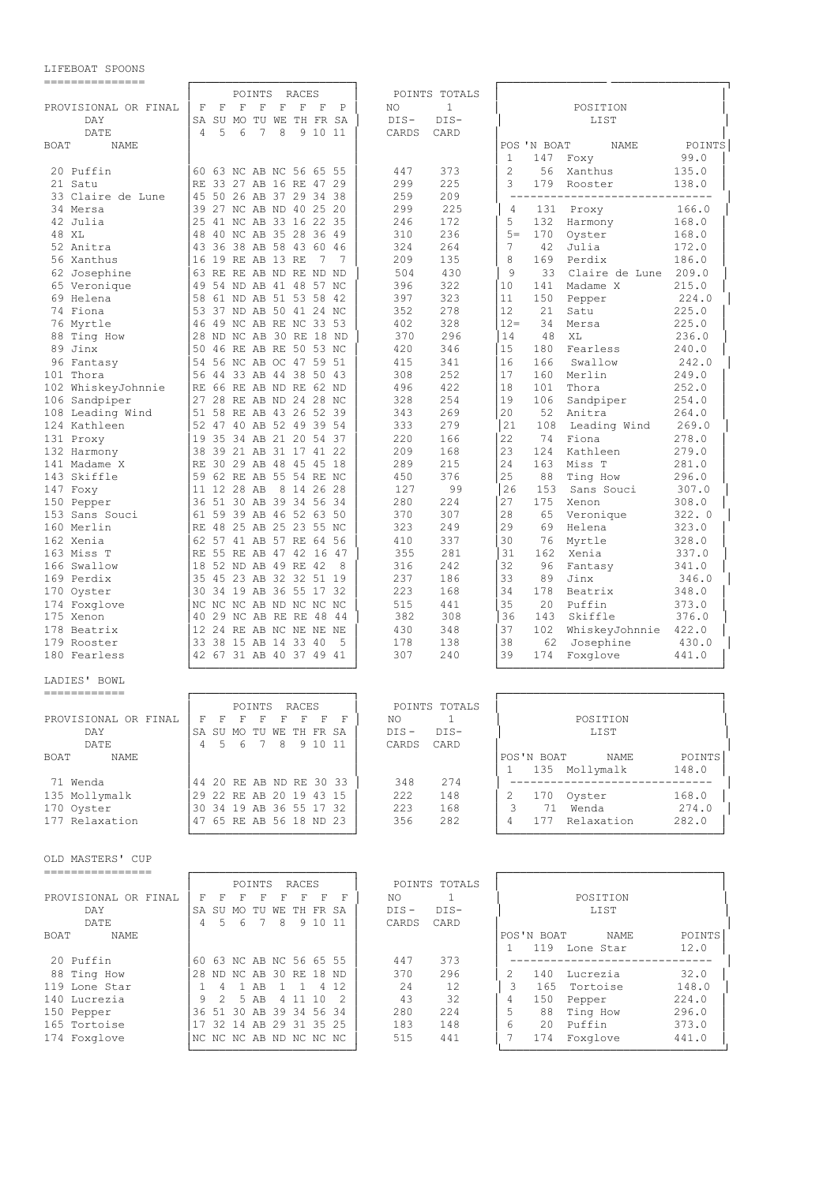## LIFEBOAT SPOONS

| BOAT | NAME | SA 4 | SU 5 | MO 6 | TU 7 | WE 8 | TH 9 | FR 10 | SA 11 | NO DIS-CARDS | 1 DIS-CARD |
|---|---|---|---|---|---|---|---|---|---|---|---|
| PROVISIONAL OR FINAL | | F | F | F | F | F | F | F | P | | |
| 20 | Puffin | 60 | 63 | NC | AB | NC | 56 | 65 | 55 | 447 | 373 |
| 21 | Satu | RE | 33 | 27 | AB | 16 | RE | 47 | 29 | 299 | 225 |
| 33 | Claire de Lune | 45 | 50 | 26 | AB | 37 | 29 | 34 | 38 | 259 | 209 |
| 34 | Mersa | 39 | 27 | NC | AB | ND | 40 | 25 | 20 | 299 | 225 |
| 42 | Julia | 25 | 41 | NC | AB | 33 | 16 | 22 | 35 | 246 | 172 |
| 48 | XL | 48 | 40 | NC | AB | 35 | 28 | 36 | 49 | 310 | 236 |
| 52 | Anitra | 43 | 36 | 38 | AB | 58 | 43 | 60 | 46 | 324 | 264 |
| 56 | Xanthus | 16 | 19 | RE | AB | 13 | RE | 7 | 7 | 209 | 135 |
| 62 | Josephine | 63 | RE | RE | AB | ND | RE | ND | ND | 504 | 430 |
| 65 | Veronique | 49 | 54 | ND | AB | 41 | 48 | 57 | NC | 396 | 322 |
| 69 | Helena | 58 | 61 | ND | AB | 51 | 53 | 58 | 42 | 397 | 323 |
| 74 | Fiona | 53 | 37 | ND | AB | 50 | 41 | 24 | NC | 352 | 278 |
| 76 | Myrtle | 46 | 49 | NC | AB | RE | NC | 33 | 53 | 402 | 328 |
| 88 | Ting How | 28 | ND | NC | AB | 30 | RE | 18 | ND | 370 | 296 |
| 89 | Jinx | 50 | 46 | RE | AB | RE | 50 | 53 | NC | 420 | 346 |
| 96 | Fantasy | 54 | 56 | NC | AB | OC | 47 | 59 | 51 | 415 | 341 |
| 101 | Thora | 56 | 44 | 33 | AB | 44 | 38 | 50 | 43 | 308 | 252 |
| 102 | WhiskeyJohnnie | RE | 66 | RE | AB | ND | RE | 62 | ND | 496 | 422 |
| 106 | Sandpiper | 27 | 28 | RE | AB | ND | 24 | 28 | NC | 328 | 254 |
| 108 | Leading Wind | 51 | 58 | RE | AB | 43 | 26 | 52 | 39 | 343 | 269 |
| 124 | Kathleen | 52 | 47 | 40 | AB | 52 | 49 | 39 | 54 | 333 | 279 |
| 131 | Proxy | 19 | 35 | 34 | AB | 21 | 20 | 54 | 37 | 220 | 166 |
| 132 | Harmony | 38 | 39 | 21 | AB | 31 | 17 | 41 | 22 | 209 | 168 |
| 141 | Madame X | RE | 30 | 29 | AB | 48 | 45 | 45 | 18 | 289 | 215 |
| 143 | Skiffle | 59 | 62 | RE | AB | 55 | 54 | RE | NC | 450 | 376 |
| 147 | Foxy | 11 | 12 | 28 | AB | 8 | 14 | 26 | 28 | 127 | 99 |
| 150 | Pepper | 36 | 51 | 30 | AB | 39 | 34 | 56 | 34 | 280 | 224 |
| 153 | Sans Souci | 61 | 59 | 39 | AB | 46 | 52 | 63 | 50 | 370 | 307 |
| 160 | Merlin | RE | 48 | 25 | AB | 25 | 23 | 55 | NC | 323 | 249 |
| 162 | Xenia | 62 | 57 | 41 | AB | 57 | RE | 64 | 56 | 410 | 337 |
| 163 | Miss T | RE | 55 | RE | AB | 47 | 42 | 16 | 47 | 355 | 281 |
| 166 | Swallow | 18 | 52 | ND | AB | 49 | RE | 42 | 8 | 316 | 242 |
| 169 | Perdix | 35 | 45 | 23 | AB | 32 | 32 | 51 | 19 | 237 | 186 |
| 170 | Oyster | 30 | 34 | 19 | AB | 36 | 55 | 17 | 32 | 223 | 168 |
| 174 | Foxglove | NC | NC | NC | AB | ND | NC | NC | NC | 515 | 441 |
| 175 | Xenon | 40 | 29 | NC | AB | RE | RE | 48 | 44 | 382 | 308 |
| 178 | Beatrix | 12 | 24 | RE | AB | NC | NE | NE | NE | 430 | 348 |
| 179 | Rooster | 33 | 38 | 15 | AB | 14 | 33 | 40 | 5 | 178 | 138 |
| 180 | Fearless | 42 | 67 | 31 | AB | 40 | 37 | 49 | 41 | 307 | 240 |

**POSITION LIST**

| POS'N | BOAT | NAME | POINTS |
|---|---|---|---|
| 1 | 147 | Foxy | 99.0 |
| 2 | 56 | Xanthus | 135.0 |
| 3 | 179 | Rooster | 138.0 |
| 4 | 131 | Proxy | 166.0 |
| 5 | 132 | Harmony | 168.0 |
| 5= | 170 | Oyster | 168.0 |
| 7 | 42 | Julia | 172.0 |
| 8 | 169 | Perdix | 186.0 |
| 9 | 33 | Claire de Lune | 209.0 |
| 10 | 141 | Madame X | 215.0 |
| 11 | 150 | Pepper | 224.0 |
| 12 | 21 | Satu | 225.0 |
| 12= | 34 | Mersa | 225.0 |
| 14 | 48 | XL | 236.0 |
| 15 | 180 | Fearless | 240.0 |
| 16 | 166 | Swallow | 242.0 |
| 17 | 160 | Merlin | 249.0 |
| 18 | 101 | Thora | 252.0 |
| 19 | 106 | Sandpiper | 254.0 |
| 20 | 52 | Anitra | 264.0 |
| 21 | 108 | Leading Wind | 269.0 |
| 22 | 74 | Fiona | 278.0 |
| 23 | 124 | Kathleen | 279.0 |
| 24 | 163 | Miss T | 281.0 |
| 25 | 88 | Ting How | 296.0 |
| 26 | 153 | Sans Souci | 307.0 |
| 27 | 175 | Xenon | 308.0 |
| 28 | 65 | Veronique | 322. 0 |
| 29 | 69 | Helena | 323.0 |
| 30 | 76 | Myrtle | 328.0 |
| 31 | 162 | Xenia | 337.0 |
| 32 | 96 | Fantasy | 341.0 |
| 33 | 89 | Jinx | 346.0 |
| 34 | 178 | Beatrix | 348.0 |
| 35 | 20 | Puffin | 373.0 |
| 36 | 143 | Skiffle | 376.0 |
| 37 | 102 | WhiskeyJohnnie | 422.0 |
| 38 | 62 | Josephine | 430.0 |
| 39 | 174 | Foxglove | 441.0 |

## LADIES' BOWL

| BOAT | NAME | SA 4 | SU 5 | MO 6 | TU 7 | WE 8 | TH 9 | FR 10 | SA 11 | NO DIS-CARDS | 1 DIS-CARD |
|---|---|---|---|---|---|---|---|---|---|---|---|
| PROVISIONAL OR FINAL | | F | F | F | F | F | F | F | F | | |
| 71 | Wenda | 44 | 20 | RE | AB | ND | RE | 30 | 33 | 348 | 274 |
| 135 | Mollymalk | 29 | 22 | RE | AB | 20 | 19 | 43 | 15 | 222 | 148 |
| 170 | Oyster | 30 | 34 | 19 | AB | 36 | 55 | 17 | 32 | 223 | 168 |
| 177 | Relaxation | 47 | 65 | RE | AB | 56 | 18 | ND | 23 | 356 | 282 |

**POSITION LIST**

| POS'N | BOAT | NAME | POINTS |
|---|---|---|---|
| 1 | 135 | Mollymalk | 148.0 |
| 2 | 170 | Oyster | 168.0 |
| 3 | 71 | Wenda | 274.0 |
| 4 | 177 | Relaxation | 282.0 |

## OLD MASTERS' CUP

| BOAT | NAME | SA 4 | SU 5 | MO 6 | TU 7 | WE 8 | TH 9 | FR 10 | SA 11 | NO DIS-CARDS | 1 DIS-CARD |
|---|---|---|---|---|---|---|---|---|---|---|---|
| PROVISIONAL OR FINAL | | F | F | F | F | F | F | F | F | | |
| 20 | Puffin | 60 | 63 | NC | AB | NC | 56 | 65 | 55 | 447 | 373 |
| 88 | Ting How | 28 | ND | NC | AB | 30 | RE | 18 | ND | 370 | 296 |
| 119 | Lone Star | 1 | 4 | 1 | AB | 1 | 1 | 4 | 12 | 24 | 12 |
| 140 | Lucrezia | 9 | 2 | 5 | AB | 4 | 11 | 10 | 2 | 43 | 32 |
| 150 | Pepper | 36 | 51 | 30 | AB | 39 | 34 | 56 | 34 | 280 | 224 |
| 165 | Tortoise | 17 | 32 | 14 | AB | 29 | 31 | 35 | 25 | 183 | 148 |
| 174 | Foxglove | NC | NC | NC | AB | ND | NC | NC | NC | 515 | 441 |

**POSITION LIST**

| POS'N | BOAT | NAME | POINTS |
|---|---|---|---|
| 1 | 119 | Lone Star | 12.0 |
| 2 | 140 | Lucrezia | 32.0 |
| 3 | 165 | Tortoise | 148.0 |
| 4 | 150 | Pepper | 224.0 |
| 5 | 88 | Ting How | 296.0 |
| 6 | 20 | Puffin | 373.0 |
| 7 | 174 | Foxglove | 441.0 |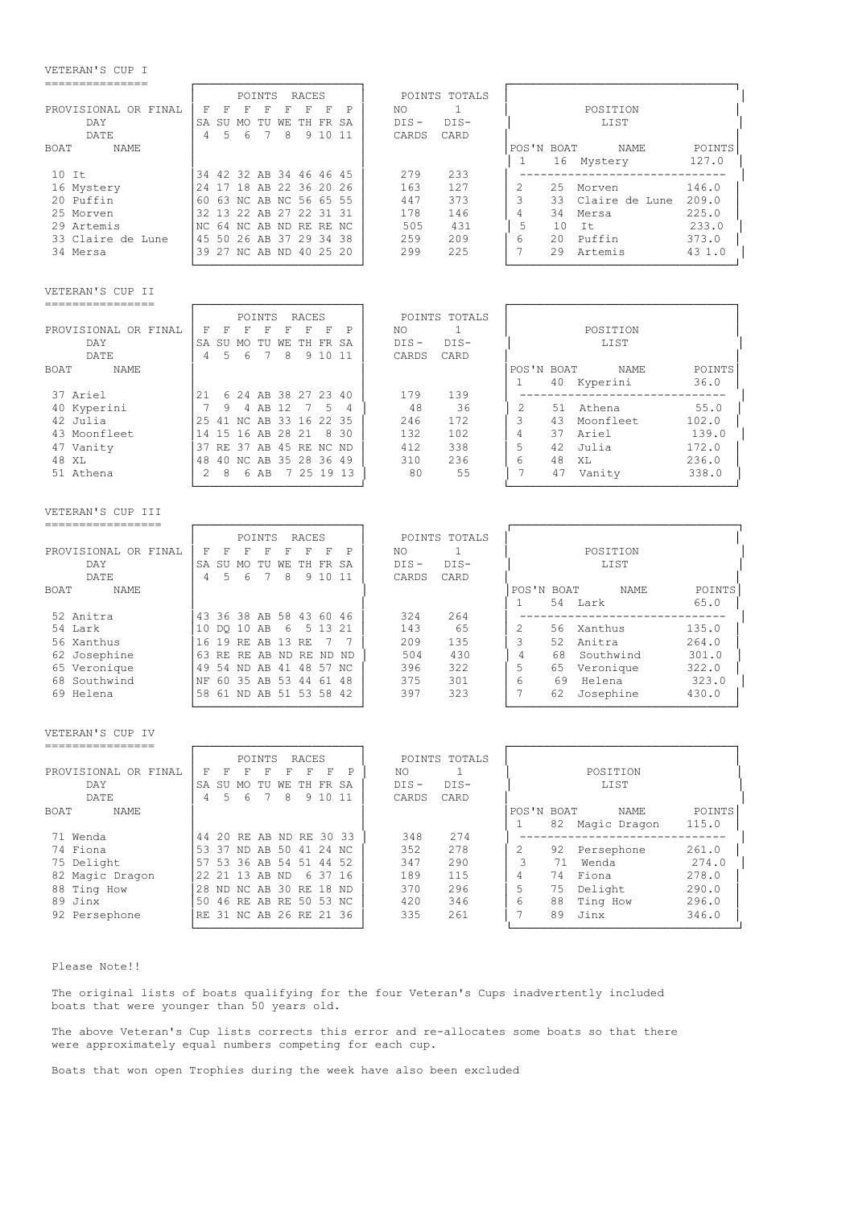## VETERAN'S CUP I

| PROVISIONAL OR FINAL | F | F | F | F | F | F | F | P | NO DIS-CARDS | 1 DIS-CARD |
|---|---|---|---|---|---|---|---|---|---|---|
| DAY | SA | SU | MO | TU | WE | TH | FR | SA | | |
| DATE | 4 | 5 | 6 | 7 | 8 | 9 | 10 | 11 | | |
| 10 It | 34 | 42 | 32 | AB | 34 | 46 | 46 | 45 | 279 | 233 |
| 16 Mystery | 24 | 17 | 18 | AB | 22 | 36 | 20 | 26 | 163 | 127 |
| 20 Puffin | 60 | 63 | NC | AB | NC | 56 | 65 | 55 | 447 | 373 |
| 25 Morven | 32 | 13 | 22 | AB | 27 | 22 | 31 | 31 | 178 | 146 |
| 29 Artemis | NC | 64 | NC | AB | ND | RE | RE | NC | 505 | 431 |
| 33 Claire de Lune | 45 | 50 | 26 | AB | 37 | 29 | 34 | 38 | 259 | 209 |
| 34 Mersa | 39 | 27 | NC | AB | ND | 40 | 25 | 20 | 299 | 225 |

POSITION LIST

| POS'N | BOAT | NAME | POINTS |
|---|---|---|---|
| 1 | 16 | Mystery | 127.0 |
| 2 | 25 | Morven | 146.0 |
| 3 | 33 | Claire de Lune | 209.0 |
| 4 | 34 | Mersa | 225.0 |
| 5 | 10 | It | 233.0 |
| 6 | 20 | Puffin | 373.0 |
| 7 | 29 | Artemis | 43 1.0 |

## VETERAN'S CUP II

| PROVISIONAL OR FINAL | F | F | F | F | F | F | F | P | NO DIS-CARDS | 1 DIS-CARD |
|---|---|---|---|---|---|---|---|---|---|---|
| DAY | SA | SU | MO | TU | WE | TH | FR | SA | | |
| DATE | 4 | 5 | 6 | 7 | 8 | 9 | 10 | 11 | | |
| 37 Ariel | 21 | 6 | 24 | AB | 38 | 27 | 23 | 40 | 179 | 139 |
| 40 Kyperini | 7 | 9 | 4 | AB | 12 | 7 | 5 | 4 | 48 | 36 |
| 42 Julia | 25 | 41 | NC | AB | 33 | 16 | 22 | 35 | 246 | 172 |
| 43 Moonfleet | 14 | 15 | 16 | AB | 28 | 21 | 8 | 30 | 132 | 102 |
| 47 Vanity | 37 | RE | 37 | AB | 45 | RE | NC | ND | 412 | 338 |
| 48 XL | 48 | 40 | NC | AB | 35 | 28 | 36 | 49 | 310 | 236 |
| 51 Athena | 2 | 8 | 6 | AB | 7 | 25 | 19 | 13 | 80 | 55 |

POSITION LIST

| POS'N | BOAT | NAME | POINTS |
|---|---|---|---|
| 1 | 40 | Kyperini | 36.0 |
| 2 | 51 | Athena | 55.0 |
| 3 | 43 | Moonfleet | 102.0 |
| 4 | 37 | Ariel | 139.0 |
| 5 | 42 | Julia | 172.0 |
| 6 | 48 | XL | 236.0 |
| 7 | 47 | Vanity | 338.0 |

## VETERAN'S CUP III

| PROVISIONAL OR FINAL | F | F | F | F | F | F | F | P | NO DIS-CARDS | 1 DIS-CARD |
|---|---|---|---|---|---|---|---|---|---|---|
| DAY | SA | SU | MO | TU | WE | TH | FR | SA | | |
| DATE | 4 | 5 | 6 | 7 | 8 | 9 | 10 | 11 | | |
| 52 Anitra | 43 | 36 | 38 | AB | 58 | 43 | 60 | 46 | 324 | 264 |
| 54 Lark | 10 | DQ | 10 | AB | 6 | 5 | 13 | 21 | 143 | 65 |
| 56 Xanthus | 16 | 19 | RE | AB | 13 | RE | 7 | 7 | 209 | 135 |
| 62 Josephine | 63 | RE | RE | AB | ND | RE | ND | ND | 504 | 430 |
| 65 Veronique | 49 | 54 | ND | AB | 41 | 48 | 57 | NC | 396 | 322 |
| 68 Southwind | NF | 60 | 35 | AB | 53 | 44 | 61 | 48 | 375 | 301 |
| 69 Helena | 58 | 61 | ND | AB | 51 | 53 | 58 | 42 | 397 | 323 |

POSITION LIST

| POS'N | BOAT | NAME | POINTS |
|---|---|---|---|
| 1 | 54 | Lark | 65.0 |
| 2 | 56 | Xanthus | 135.0 |
| 3 | 52 | Anitra | 264.0 |
| 4 | 68 | Southwind | 301.0 |
| 5 | 65 | Veronique | 322.0 |
| 6 | 69 | Helena | 323.0 |
| 7 | 62 | Josephine | 430.0 |

## VETERAN'S CUP IV

| PROVISIONAL OR FINAL | F | F | F | F | F | F | F | P | NO DIS-CARDS | 1 DIS-CARD |
|---|---|---|---|---|---|---|---|---|---|---|
| DAY | SA | SU | MO | TU | WE | TH | FR | SA | | |
| DATE | 4 | 5 | 6 | 7 | 8 | 9 | 10 | 11 | | |
| 71 Wenda | 44 | 20 | RE | AB | ND | RE | 30 | 33 | 348 | 274 |
| 74 Fiona | 53 | 37 | ND | AB | 50 | 41 | 24 | NC | 352 | 278 |
| 75 Delight | 57 | 53 | 36 | AB | 54 | 51 | 44 | 52 | 347 | 290 |
| 82 Magic Dragon | 22 | 21 | 13 | AB | ND | 6 | 37 | 16 | 189 | 115 |
| 88 Ting How | 28 | ND | NC | AB | 30 | RE | 18 | ND | 370 | 296 |
| 89 Jinx | 50 | 46 | RE | AB | RE | 50 | 53 | NC | 420 | 346 |
| 92 Persephone | RE | 31 | NC | AB | 26 | RE | 21 | 36 | 335 | 261 |

POSITION LIST

| POS'N | BOAT | NAME | POINTS |
|---|---|---|---|
| 1 | 82 | Magic Dragon | 115.0 |
| 2 | 92 | Persephone | 261.0 |
| 3 | 71 | Wenda | 274.0 |
| 4 | 74 | Fiona | 278.0 |
| 5 | 75 | Delight | 290.0 |
| 6 | 88 | Ting How | 296.0 |
| 7 | 89 | Jinx | 346.0 |

Please Note!!

The original lists of boats qualifying for the four Veteran's Cups inadvertently included boats that were younger than 50 years old.

The above Veteran's Cup lists corrects this error and re-allocates some boats so that there were approximately equal numbers competing for each cup.

Boats that won open Trophies during the week have also been excluded